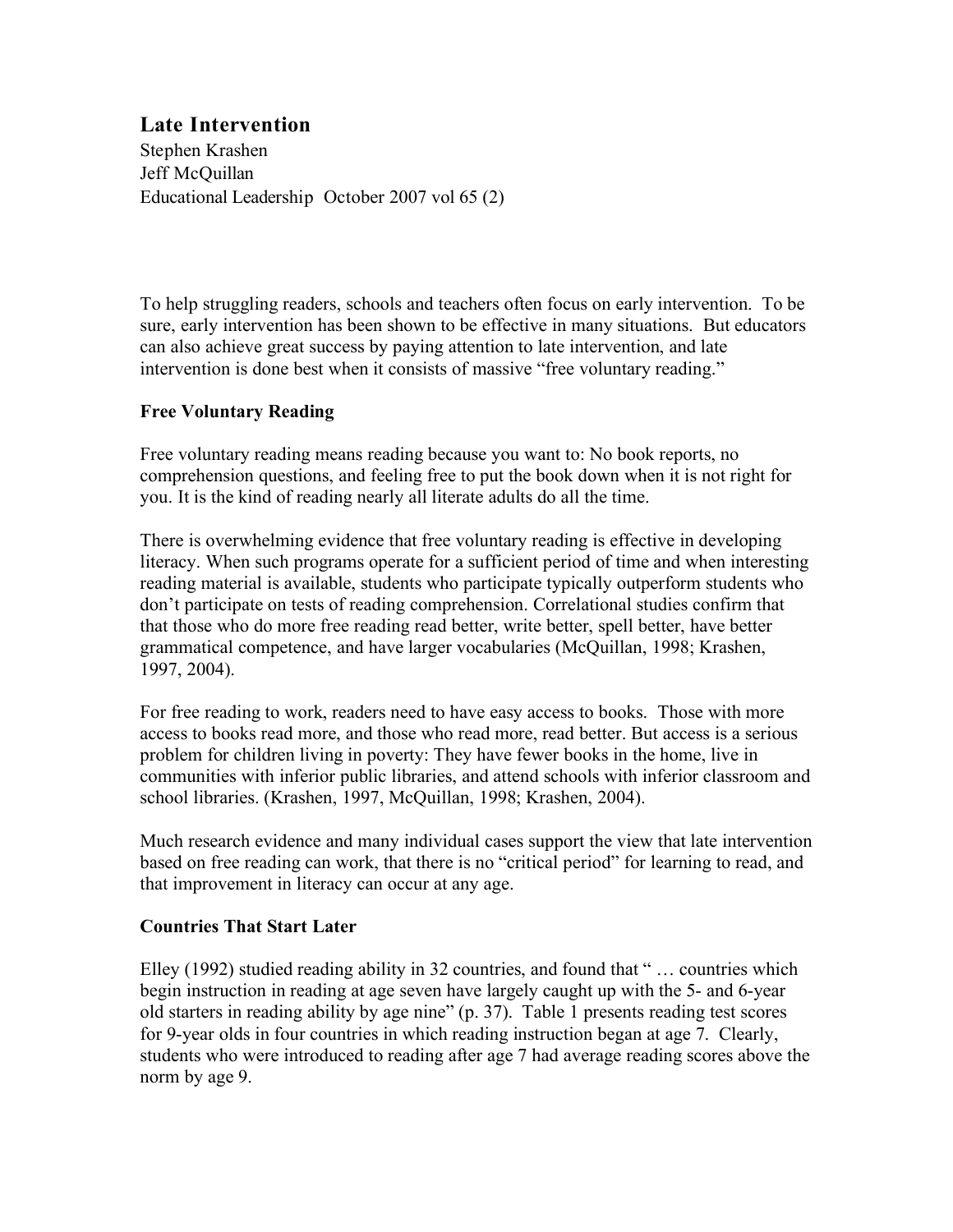# Late Intervention

Stephen Krashen
Jeff McQuillan
Educational Leadership October 2007 vol 65 (2)

To help struggling readers, schools and teachers often focus on early intervention. To be sure, early intervention has been shown to be effective in many situations. But educators can also achieve great success by paying attention to late intervention, and late intervention is done best when it consists of massive "free voluntary reading."

## Free Voluntary Reading

Free voluntary reading means reading because you want to: No book reports, no comprehension questions, and feeling free to put the book down when it is not right for you. It is the kind of reading nearly all literate adults do all the time.

There is overwhelming evidence that free voluntary reading is effective in developing literacy. When such programs operate for a sufficient period of time and when interesting reading material is available, students who participate typically outperform students who don't participate on tests of reading comprehension. Correlational studies confirm that that those who do more free reading read better, write better, spell better, have better grammatical competence, and have larger vocabularies (McQuillan, 1998; Krashen, 1997, 2004).

For free reading to work, readers need to have easy access to books. Those with more access to books read more, and those who read more, read better. But access is a serious problem for children living in poverty: They have fewer books in the home, live in communities with inferior public libraries, and attend schools with inferior classroom and school libraries. (Krashen, 1997, McQuillan, 1998; Krashen, 2004).

Much research evidence and many individual cases support the view that late intervention based on free reading can work, that there is no "critical period" for learning to read, and that improvement in literacy can occur at any age.

## Countries That Start Later

Elley (1992) studied reading ability in 32 countries, and found that " … countries which begin instruction in reading at age seven have largely caught up with the 5- and 6-year old starters in reading ability by age nine" (p. 37). Table 1 presents reading test scores for 9-year olds in four countries in which reading instruction began at age 7. Clearly, students who were introduced to reading after age 7 had average reading scores above the norm by age 9.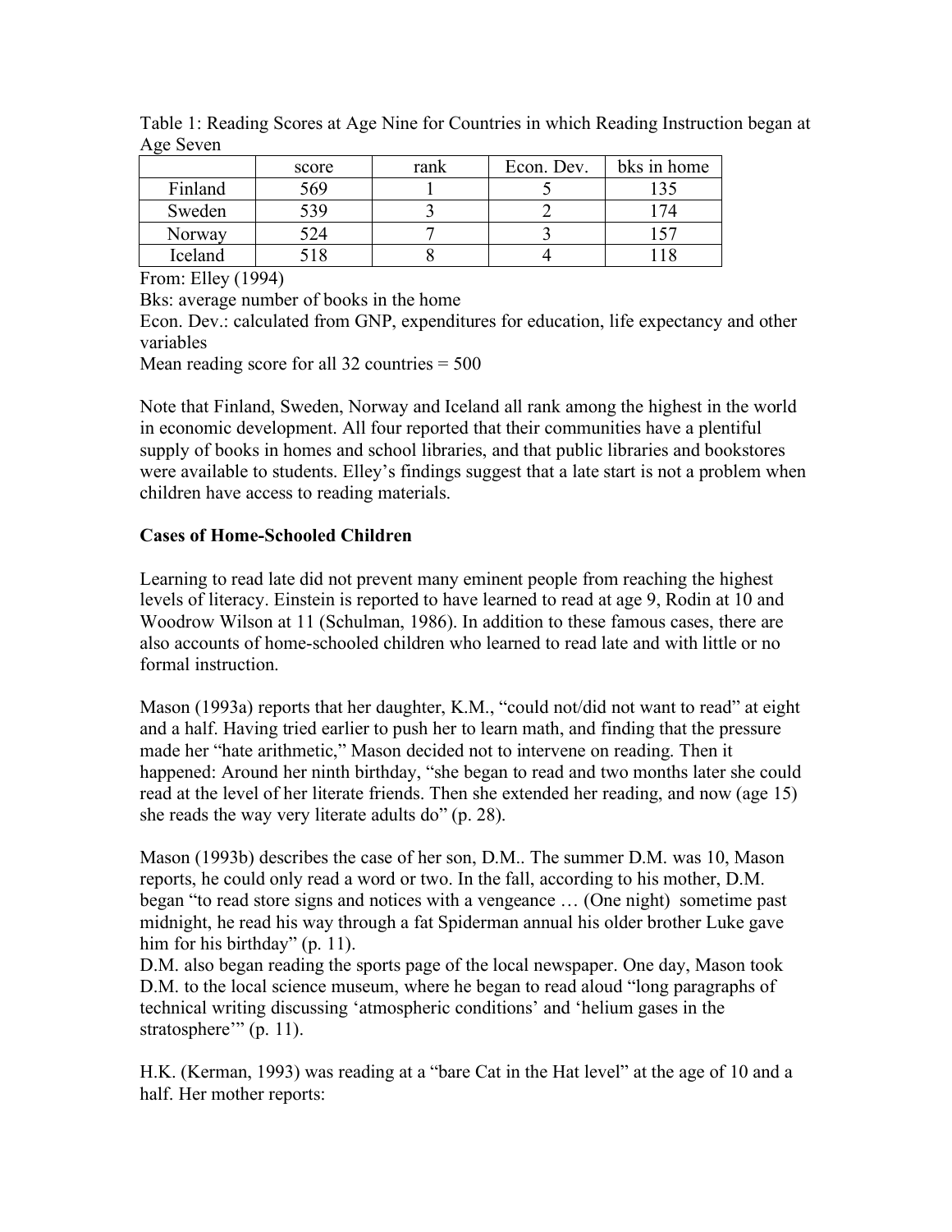Table 1: Reading Scores at Age Nine for Countries in which Reading Instruction began at Age Seven

| | score | rank | Econ. Dev. | bks in home |
|---|---|---|---|---|
| Finland | 569 | 1 | 5 | 135 |
| Sweden | 539 | 3 | 2 | 174 |
| Norway | 524 | 7 | 3 | 157 |
| Iceland | 518 | 8 | 4 | 118 |

From: Elley (1994)

Bks: average number of books in the home

Econ. Dev.: calculated from GNP, expenditures for education, life expectancy and other variables

Mean reading score for all 32 countries = 500

Note that Finland, Sweden, Norway and Iceland all rank among the highest in the world in economic development. All four reported that their communities have a plentiful supply of books in homes and school libraries, and that public libraries and bookstores were available to students. Elley's findings suggest that a late start is not a problem when children have access to reading materials.

**Cases of Home-Schooled Children**

Learning to read late did not prevent many eminent people from reaching the highest levels of literacy. Einstein is reported to have learned to read at age 9, Rodin at 10 and Woodrow Wilson at 11 (Schulman, 1986). In addition to these famous cases, there are also accounts of home-schooled children who learned to read late and with little or no formal instruction.

Mason (1993a) reports that her daughter, K.M., "could not/did not want to read" at eight and a half. Having tried earlier to push her to learn math, and finding that the pressure made her "hate arithmetic," Mason decided not to intervene on reading. Then it happened: Around her ninth birthday, "she began to read and two months later she could read at the level of her literate friends. Then she extended her reading, and now (age 15) she reads the way very literate adults do" (p. 28).

Mason (1993b) describes the case of her son, D.M.. The summer D.M. was 10, Mason reports, he could only read a word or two. In the fall, according to his mother, D.M. began "to read store signs and notices with a vengeance … (One night) sometime past midnight, he read his way through a fat Spiderman annual his older brother Luke gave him for his birthday" (p. 11).

D.M. also began reading the sports page of the local newspaper. One day, Mason took D.M. to the local science museum, where he began to read aloud "long paragraphs of technical writing discussing 'atmospheric conditions' and 'helium gases in the stratosphere'" (p. 11).

H.K. (Kerman, 1993) was reading at a "bare Cat in the Hat level" at the age of 10 and a half. Her mother reports: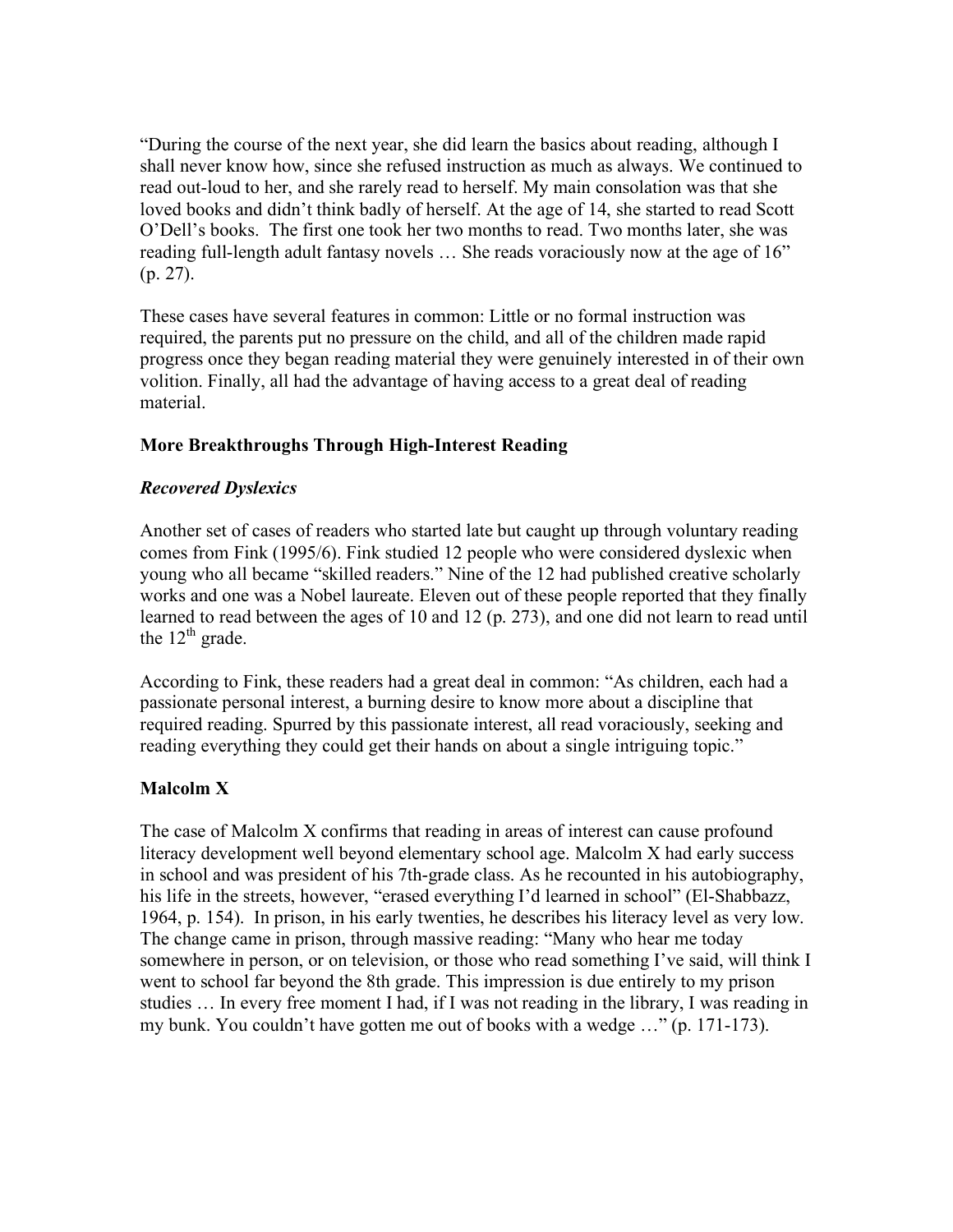"During the course of the next year, she did learn the basics about reading, although I shall never know how, since she refused instruction as much as always. We continued to read out-loud to her, and she rarely read to herself. My main consolation was that she loved books and didn't think badly of herself. At the age of 14, she started to read Scott O'Dell's books. The first one took her two months to read. Two months later, she was reading full-length adult fantasy novels … She reads voraciously now at the age of 16" (p. 27).

These cases have several features in common: Little or no formal instruction was required, the parents put no pressure on the child, and all of the children made rapid progress once they began reading material they were genuinely interested in of their own volition. Finally, all had the advantage of having access to a great deal of reading material.

## More Breakthroughs Through High-Interest Reading

### *Recovered Dyslexics*

Another set of cases of readers who started late but caught up through voluntary reading comes from Fink (1995/6). Fink studied 12 people who were considered dyslexic when young who all became "skilled readers." Nine of the 12 had published creative scholarly works and one was a Nobel laureate. Eleven out of these people reported that they finally learned to read between the ages of 10 and 12 (p. 273), and one did not learn to read until the 12th grade.

According to Fink, these readers had a great deal in common: "As children, each had a passionate personal interest, a burning desire to know more about a discipline that required reading. Spurred by this passionate interest, all read voraciously, seeking and reading everything they could get their hands on about a single intriguing topic."

## Malcolm X

The case of Malcolm X confirms that reading in areas of interest can cause profound literacy development well beyond elementary school age. Malcolm X had early success in school and was president of his 7th-grade class. As he recounted in his autobiography, his life in the streets, however, "erased everything I'd learned in school" (El-Shabbazz, 1964, p. 154). In prison, in his early twenties, he describes his literacy level as very low. The change came in prison, through massive reading: "Many who hear me today somewhere in person, or on television, or those who read something I've said, will think I went to school far beyond the 8th grade. This impression is due entirely to my prison studies … In every free moment I had, if I was not reading in the library, I was reading in my bunk. You couldn't have gotten me out of books with a wedge …" (p. 171-173).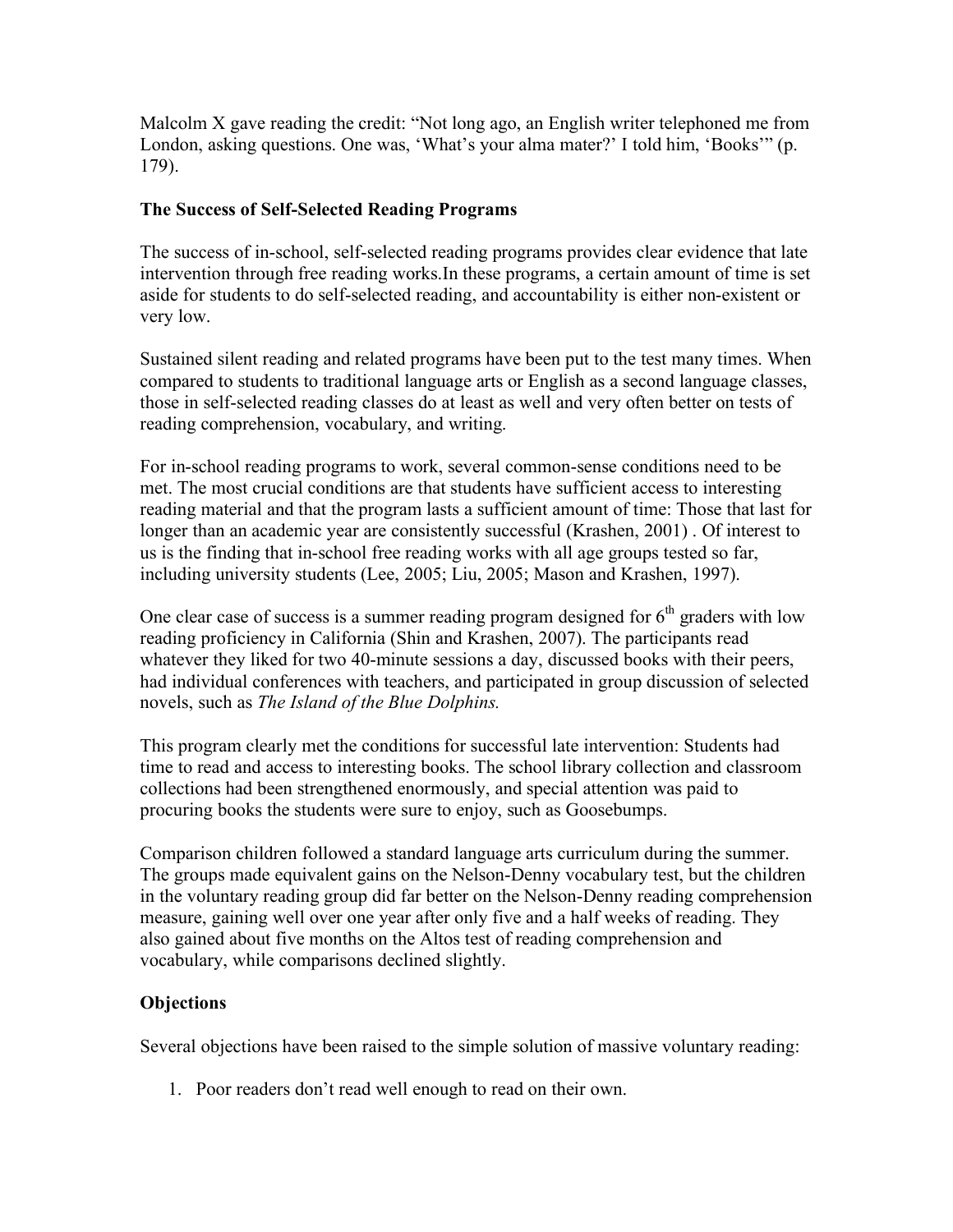Malcolm X gave reading the credit: "Not long ago, an English writer telephoned me from London, asking questions. One was, 'What's your alma mater?' I told him, 'Books'" (p. 179).

**The Success of Self-Selected Reading Programs**

The success of in-school, self-selected reading programs provides clear evidence that late intervention through free reading works.In these programs, a certain amount of time is set aside for students to do self-selected reading, and accountability is either non-existent or very low.

Sustained silent reading and related programs have been put to the test many times. When compared to students to traditional language arts or English as a second language classes, those in self-selected reading classes do at least as well and very often better on tests of reading comprehension, vocabulary, and writing.

For in-school reading programs to work, several common-sense conditions need to be met. The most crucial conditions are that students have sufficient access to interesting reading material and that the program lasts a sufficient amount of time: Those that last for longer than an academic year are consistently successful (Krashen, 2001) . Of interest to us is the finding that in-school free reading works with all age groups tested so far, including university students (Lee, 2005; Liu, 2005; Mason and Krashen, 1997).

One clear case of success is a summer reading program designed for 6th graders with low reading proficiency in California (Shin and Krashen, 2007). The participants read whatever they liked for two 40-minute sessions a day, discussed books with their peers, had individual conferences with teachers, and participated in group discussion of selected novels, such as *The Island of the Blue Dolphins.*

This program clearly met the conditions for successful late intervention: Students had time to read and access to interesting books. The school library collection and classroom collections had been strengthened enormously, and special attention was paid to procuring books the students were sure to enjoy, such as Goosebumps.

Comparison children followed a standard language arts curriculum during the summer. The groups made equivalent gains on the Nelson-Denny vocabulary test, but the children in the voluntary reading group did far better on the Nelson-Denny reading comprehension measure, gaining well over one year after only five and a half weeks of reading. They also gained about five months on the Altos test of reading comprehension and vocabulary, while comparisons declined slightly.

**Objections**

Several objections have been raised to the simple solution of massive voluntary reading:

1. Poor readers don't read well enough to read on their own.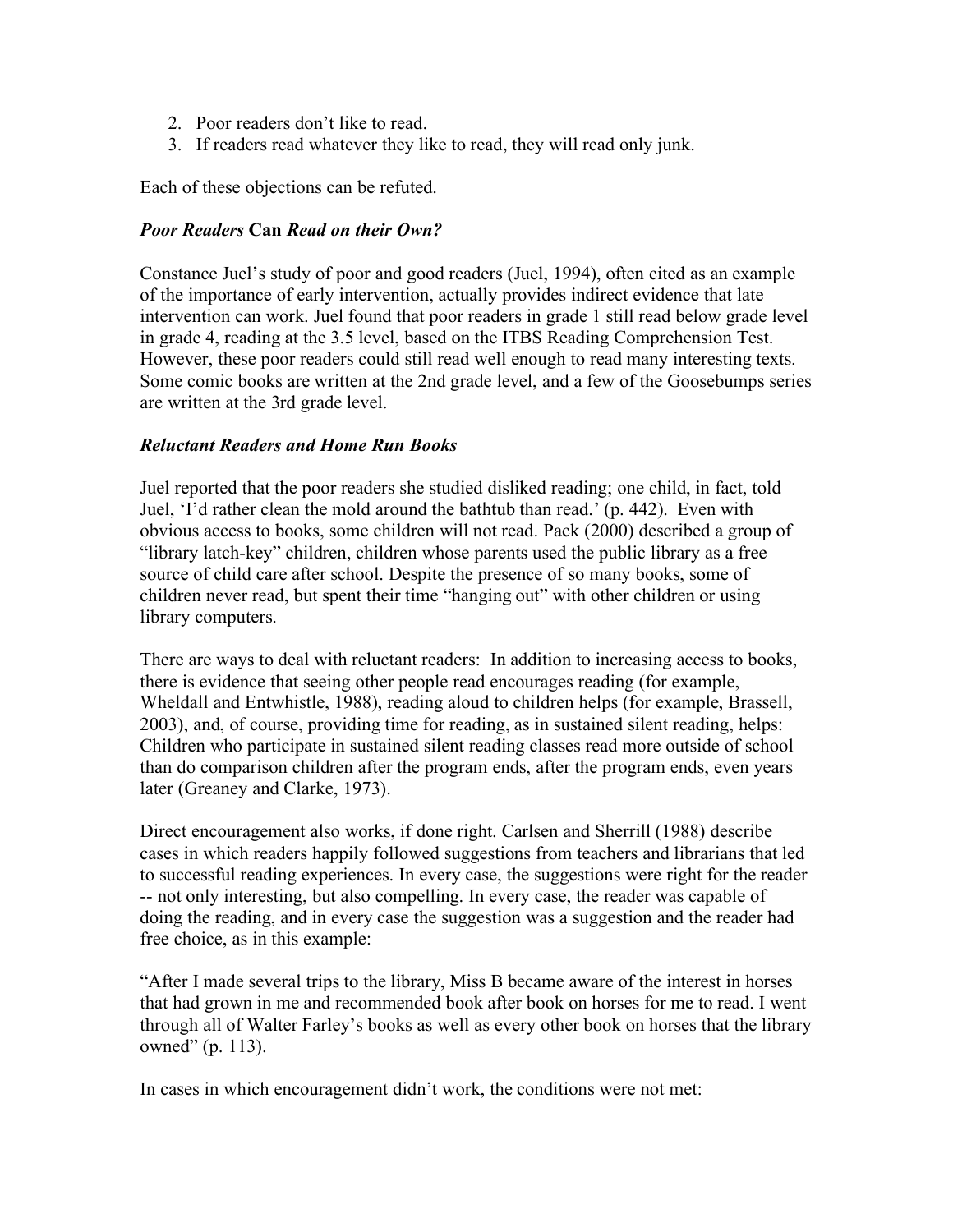2. Poor readers don't like to read.
3. If readers read whatever they like to read, they will read only junk.

Each of these objections can be refuted.

### *Poor Readers* **Can** *Read on their Own?*

Constance Juel's study of poor and good readers (Juel, 1994), often cited as an example of the importance of early intervention, actually provides indirect evidence that late intervention can work. Juel found that poor readers in grade 1 still read below grade level in grade 4, reading at the 3.5 level, based on the ITBS Reading Comprehension Test. However, these poor readers could still read well enough to read many interesting texts. Some comic books are written at the 2nd grade level, and a few of the Goosebumps series are written at the 3rd grade level.

### *Reluctant Readers and Home Run Books*

Juel reported that the poor readers she studied disliked reading; one child, in fact, told Juel, 'I'd rather clean the mold around the bathtub than read.' (p. 442). Even with obvious access to books, some children will not read. Pack (2000) described a group of "library latch-key" children, children whose parents used the public library as a free source of child care after school. Despite the presence of so many books, some of children never read, but spent their time "hanging out" with other children or using library computers.

There are ways to deal with reluctant readers: In addition to increasing access to books, there is evidence that seeing other people read encourages reading (for example, Wheldall and Entwhistle, 1988), reading aloud to children helps (for example, Brassell, 2003), and, of course, providing time for reading, as in sustained silent reading, helps: Children who participate in sustained silent reading classes read more outside of school than do comparison children after the program ends, after the program ends, even years later (Greaney and Clarke, 1973).

Direct encouragement also works, if done right. Carlsen and Sherrill (1988) describe cases in which readers happily followed suggestions from teachers and librarians that led to successful reading experiences. In every case, the suggestions were right for the reader -- not only interesting, but also compelling. In every case, the reader was capable of doing the reading, and in every case the suggestion was a suggestion and the reader had free choice, as in this example:

"After I made several trips to the library, Miss B became aware of the interest in horses that had grown in me and recommended book after book on horses for me to read. I went through all of Walter Farley's books as well as every other book on horses that the library owned" (p. 113).

In cases in which encouragement didn't work, the conditions were not met: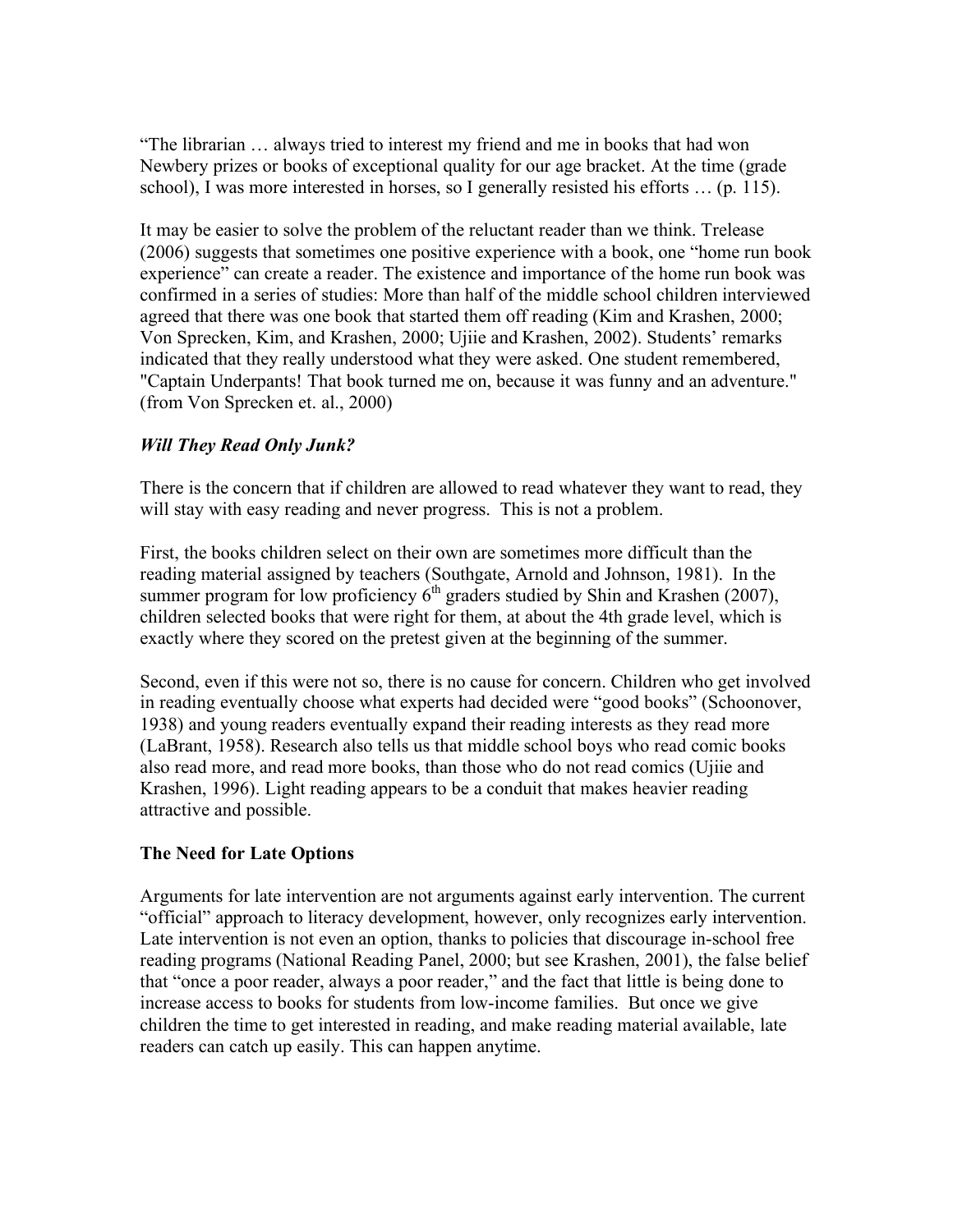"The librarian … always tried to interest my friend and me in books that had won Newbery prizes or books of exceptional quality for our age bracket. At the time (grade school), I was more interested in horses, so I generally resisted his efforts … (p. 115).

It may be easier to solve the problem of the reluctant reader than we think. Trelease (2006) suggests that sometimes one positive experience with a book, one "home run book experience" can create a reader. The existence and importance of the home run book was confirmed in a series of studies: More than half of the middle school children interviewed agreed that there was one book that started them off reading (Kim and Krashen, 2000; Von Sprecken, Kim, and Krashen, 2000; Ujiie and Krashen, 2002). Students' remarks indicated that they really understood what they were asked. One student remembered, "Captain Underpants! That book turned me on, because it was funny and an adventure." (from Von Sprecken et. al., 2000)

### *Will They Read Only Junk?*

There is the concern that if children are allowed to read whatever they want to read, they will stay with easy reading and never progress. This is not a problem.

First, the books children select on their own are sometimes more difficult than the reading material assigned by teachers (Southgate, Arnold and Johnson, 1981). In the summer program for low proficiency 6th graders studied by Shin and Krashen (2007), children selected books that were right for them, at about the 4th grade level, which is exactly where they scored on the pretest given at the beginning of the summer.

Second, even if this were not so, there is no cause for concern. Children who get involved in reading eventually choose what experts had decided were "good books" (Schoonover, 1938) and young readers eventually expand their reading interests as they read more (LaBrant, 1958). Research also tells us that middle school boys who read comic books also read more, and read more books, than those who do not read comics (Ujiie and Krashen, 1996). Light reading appears to be a conduit that makes heavier reading attractive and possible.

## The Need for Late Options

Arguments for late intervention are not arguments against early intervention. The current "official" approach to literacy development, however, only recognizes early intervention. Late intervention is not even an option, thanks to policies that discourage in-school free reading programs (National Reading Panel, 2000; but see Krashen, 2001), the false belief that "once a poor reader, always a poor reader," and the fact that little is being done to increase access to books for students from low-income families. But once we give children the time to get interested in reading, and make reading material available, late readers can catch up easily. This can happen anytime.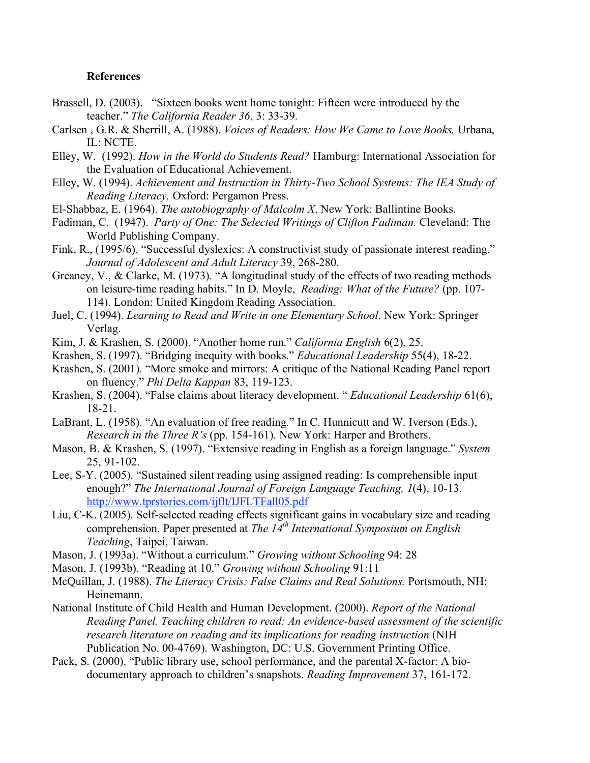**References**

Brassell, D. (2003). "Sixteen books went home tonight: Fifteen were introduced by the teacher." *The California Reader 36*, 3: 33-39.

Carlsen , G.R. & Sherrill, A. (1988). *Voices of Readers: How We Came to Love Books.* Urbana, IL: NCTE.

Elley, W. (1992). *How in the World do Students Read?* Hamburg: International Association for the Evaluation of Educational Achievement.

Elley, W. (1994). *Achievement and Instruction in Thirty-Two School Systems: The IEA Study of Reading Literacy.* Oxford: Pergamon Press.

El-Shabbaz, E. (1964). *The autobiography of Malcolm X*. New York: Ballintine Books.

Fadiman, C. (1947). *Party of One: The Selected Writings of Clifton Fadiman.* Cleveland: The World Publishing Company.

Fink, R., (1995/6). "Successful dyslexics: A constructivist study of passionate interest reading." *Journal of Adolescent and Adult Literacy* 39, 268-280.

Greaney, V., & Clarke, M. (1973). "A longitudinal study of the effects of two reading methods on leisure-time reading habits." In D. Moyle, *Reading: What of the Future?* (pp. 107-114). London: United Kingdom Reading Association.

Juel, C. (1994). *Learning to Read and Write in one Elementary School*. New York: Springer Verlag.

Kim, J. & Krashen, S. (2000). "Another home run." *California English* 6(2), 25.

Krashen, S. (1997). "Bridging inequity with books." *Educational Leadership* 55(4), 18-22.

Krashen, S. (2001). "More smoke and mirrors: A critique of the National Reading Panel report on fluency." *Phi Delta Kappan* 83, 119-123.

Krashen, S. (2004). "False claims about literacy development. " *Educational Leadership* 61(6), 18-21.

LaBrant, L. (1958). "An evaluation of free reading." In C. Hunnicutt and W. Iverson (Eds.), *Research in the Three R's* (pp. 154-161). New York: Harper and Brothers.

Mason, B. & Krashen, S. (1997). "Extensive reading in English as a foreign language." *System* 25, 91-102.

Lee, S-Y. (2005). "Sustained silent reading using assigned reading: Is comprehensible input enough?" *The International Journal of Foreign Language Teaching, 1*(4), 10-13. http://www.tprstories.com/ijflt/IJFLTFall05.pdf

Liu, C-K. (2005). Self-selected reading effects significant gains in vocabulary size and reading comprehension. Paper presented at *The 14th International Symposium on English Teaching*, Taipei, Taiwan.

Mason, J. (1993a). "Without a curriculum." *Growing without Schooling* 94: 28

Mason, J. (1993b). "Reading at 10." *Growing without Schooling* 91:11

McQuillan, J. (1988). *The Literacy Crisis: False Claims and Real Solutions.* Portsmouth, NH: Heinemann.

National Institute of Child Health and Human Development. (2000). *Report of the National Reading Panel. Teaching children to read: An evidence-based assessment of the scientific research literature on reading and its implications for reading instruction* (NIH Publication No. 00-4769). Washington, DC: U.S. Government Printing Office.

Pack, S. (2000). "Public library use, school performance, and the parental X-factor: A bio-documentary approach to children's snapshots. *Reading Improvement* 37, 161-172.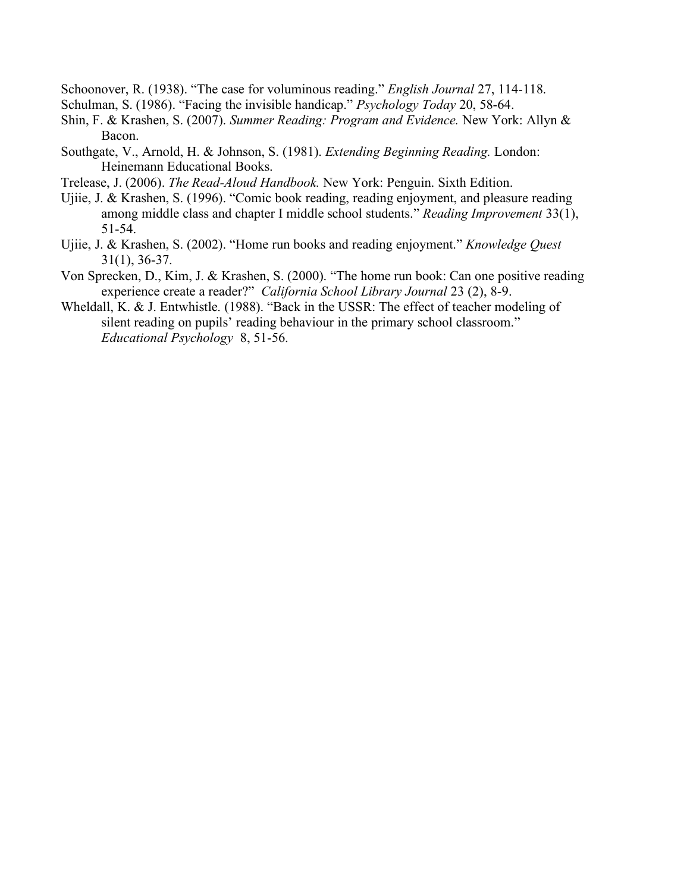Schoonover, R. (1938). "The case for voluminous reading." *English Journal* 27, 114-118.

Schulman, S. (1986). "Facing the invisible handicap." *Psychology Today* 20, 58-64.

Shin, F. & Krashen, S. (2007). *Summer Reading: Program and Evidence.* New York: Allyn & Bacon.

Southgate, V., Arnold, H. & Johnson, S. (1981). *Extending Beginning Reading.* London: Heinemann Educational Books.

Trelease, J. (2006). *The Read-Aloud Handbook.* New York: Penguin. Sixth Edition.

Ujiie, J. & Krashen, S. (1996). "Comic book reading, reading enjoyment, and pleasure reading among middle class and chapter I middle school students." *Reading Improvement* 33(1), 51-54.

Ujiie, J. & Krashen, S. (2002). "Home run books and reading enjoyment." *Knowledge Quest* 31(1), 36-37.

Von Sprecken, D., Kim, J. & Krashen, S. (2000). "The home run book: Can one positive reading experience create a reader?" *California School Library Journal* 23 (2), 8-9.

Wheldall, K. & J. Entwhistle. (1988). "Back in the USSR: The effect of teacher modeling of silent reading on pupils' reading behaviour in the primary school classroom." *Educational Psychology* 8, 51-56.